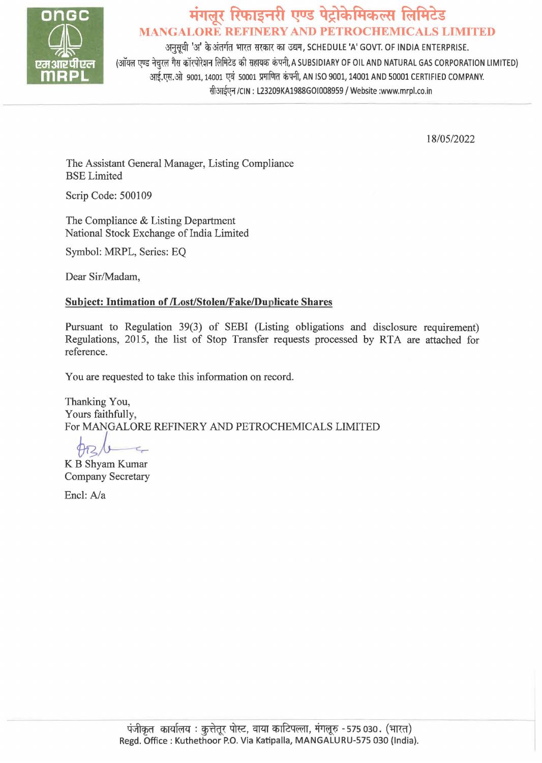# मंगलूर रिफाइनरी एण्ड पेट्रोकेमिकल्स लिमिटेड

# MANGALORE REFINERY AND PETROCHEMICALS LIMITED

अनुसूची 'अ' के अंतर्गत भारत सरकार का उद्यम, SCHEDULE 'A' GOVT. OF INDIA ENTERPRISE.

(ऑयल एण्ड नेचुरल गैस कॉरपोरेशन लिमिटेड की सहायक कंपनी, A SUBSIDIARY OF OIL AND NATURAL GAS CORPORATION LIMITED)

आई.एस.ओ 9001, 14001 एवं 50001 प्रमाणित कंपनी, AN ISO 9001, 14001 AND 50001 CERTIFIED COMPANY.

सीआईएन /CIN : L23209KA1988GOI008959 / Website :www.mrpl.co.in

18/05/2022

The Assistant General Manager, Listing Compliance
BSE Limited

Scrip Code: 500109

The Compliance & Listing Department
National Stock Exchange of India Limited

Symbol: MRPL, Series: EQ

Dear Sir/Madam,

**Subject: Intimation of /Lost/Stolen/Fake/Duplicate Shares**

Pursuant to Regulation 39(3) of SEBI (Listing obligations and disclosure requirement) Regulations, 2015, the list of Stop Transfer requests processed by RTA are attached for reference.

You are requested to take this information on record.

Thanking You,
Yours faithfully,
For MANGALORE REFINERY AND PETROCHEMICALS LIMITED

K B Shyam Kumar
Company Secretary

Encl: A/a

पंजीकृत कार्यालय : कुत्तेतूर पोस्ट, वाया काटिपल्ला, मंगलूरु - 575 030. (भारत)
Regd. Office : Kuthethoor P.O. Via Katipalla, MANGALURU-575 030 (India).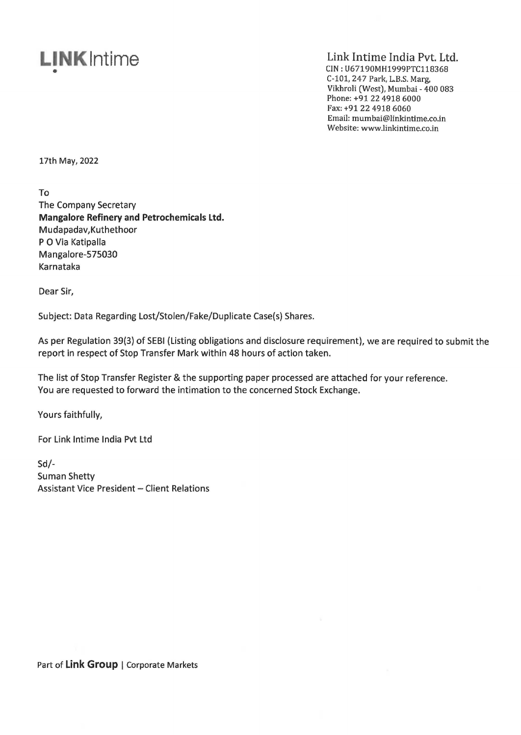**LINK** Intime

Link Intime India Pvt. Ltd.
CIN : U67190MH1999PTC118368
C-101, 247 Park, L.B.S. Marg,
Vikhroli (West), Mumbai - 400 083
Phone: +91 22 4918 6000
Fax: +91 22 4918 6060
Email: mumbai@linkintime.co.in
Website: www.linkintime.co.in

17th May, 2022

To
The Company Secretary
**Mangalore Refinery and Petrochemicals Ltd.**
Mudapadav,Kuthethoor
P O Via Katipalla
Mangalore-575030
Karnataka

Dear Sir,

Subject: Data Regarding Lost/Stolen/Fake/Duplicate Case(s) Shares.

As per Regulation 39(3) of SEBI (Listing obligations and disclosure requirement), we are required to submit the report in respect of Stop Transfer Mark within 48 hours of action taken.

The list of Stop Transfer Register & the supporting paper processed are attached for your reference.
You are requested to forward the intimation to the concerned Stock Exchange.

Yours faithfully,

For Link Intime India Pvt Ltd

Sd/-
Suman Shetty
Assistant Vice President – Client Relations

Part of **Link Group** | Corporate Markets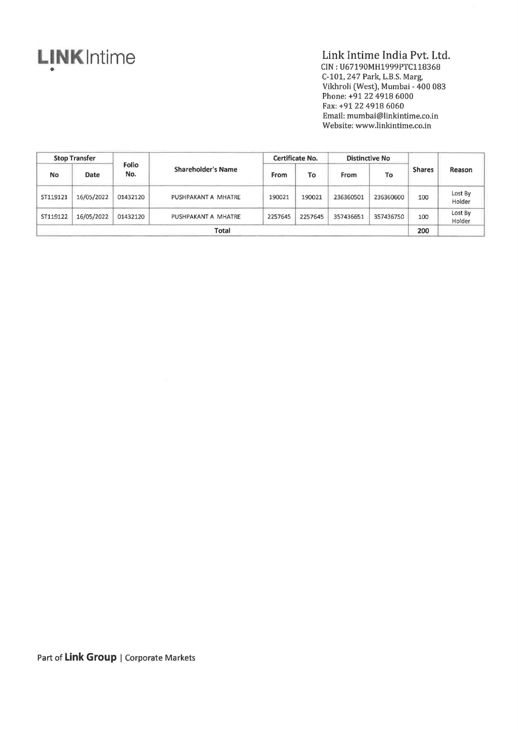**LINK**Intime

## Link Intime India Pvt. Ltd.

CIN : U67190MH1999PTC118368
C-101, 247 Park, L.B.S. Marg,
Vikhroli (West), Mumbai - 400 083
Phone: +91 22 4918 6000
Fax: +91 22 4918 6060
Email: mumbai@linkintime.co.in
Website: www.linkintime.co.in

| Stop Transfer | | Folio No. | Shareholder's Name | Certificate No. | | Distinctive No | | Shares | Reason |
|---|---|---|---|---|---|---|---|---|---|
| No | Date | | | From | To | From | To | | |
| ST119121 | 16/05/2022 | 01432120 | PUSHPAKANT A MHATRE | 190021 | 190021 | 236360501 | 236360600 | 100 | Lost By Holder |
| ST119122 | 16/05/2022 | 01432120 | PUSHPAKANT A MHATRE | 2257645 | 2257645 | 357436651 | 357436750 | 100 | Lost By Holder |
| Total | | | | | | | | 200 | |

Part of **Link Group** | Corporate Markets